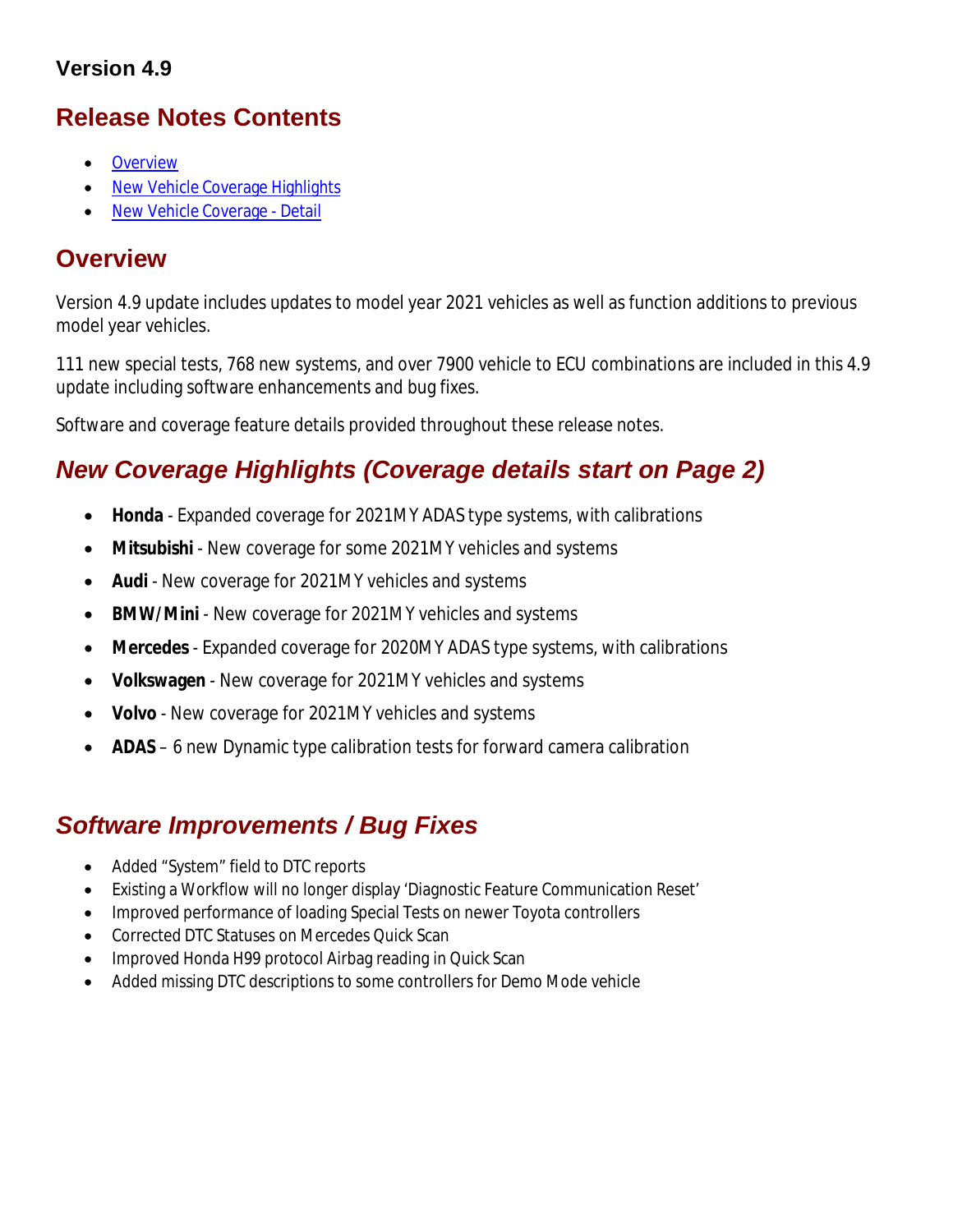### Version 4.9

## Release Notes Contents

- [Overview]
- [New Vehicle Coverage Highlights]
- [New Vehicle Coverage - Detail]

## Overview

Version 4.9 update includes updates to model year 2021 vehicles as well as function additions to previous model year vehicles.

111 new special tests, 768 new systems, and over 7900 vehicle to ECU combinations are included in this 4.9 update including software enhancements and bug fixes.

Software and coverage feature details provided throughout these release notes.

## *New Coverage Highlights (Coverage details start on Page 2)*

- **Honda** - Expanded coverage for 2021MY ADAS type systems, with calibrations
- **Mitsubishi** - New coverage for some 2021MY vehicles and systems
- **Audi** - New coverage for 2021MY vehicles and systems
- **BMW/Mini** - New coverage for 2021MY vehicles and systems
- **Mercedes** - Expanded coverage for 2020MY ADAS type systems, with calibrations
- **Volkswagen** - New coverage for 2021MY vehicles and systems
- **Volvo** - New coverage for 2021MY vehicles and systems
- **ADAS** – 6 new Dynamic type calibration tests for forward camera calibration

## *Software Improvements / Bug Fixes*

- Added "System" field to DTC reports
- Existing a Workflow will no longer display 'Diagnostic Feature Communication Reset'
- Improved performance of loading Special Tests on newer Toyota controllers
- Corrected DTC Statuses on Mercedes Quick Scan
- Improved Honda H99 protocol Airbag reading in Quick Scan
- Added missing DTC descriptions to some controllers for Demo Mode vehicle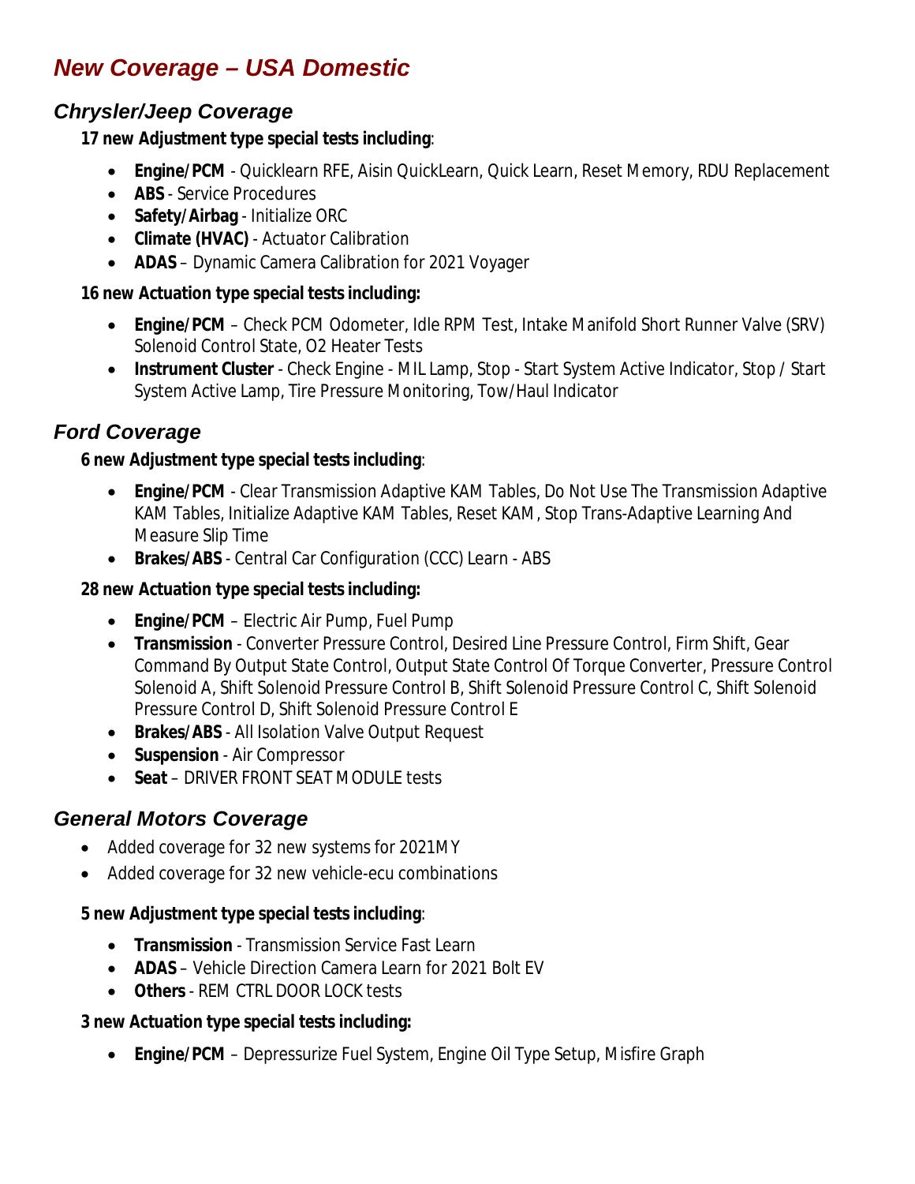# *New Coverage – USA Domestic*

## *Chrysler/Jeep Coverage*

**17 new Adjustment type special tests including**:

- **Engine/PCM** - Quicklearn RFE, Aisin QuickLearn, Quick Learn, Reset Memory, RDU Replacement
- **ABS** - Service Procedures
- **Safety/Airbag** - Initialize ORC
- **Climate (HVAC)** - Actuator Calibration
- **ADAS** – Dynamic Camera Calibration for 2021 Voyager

**16 new Actuation type special tests including:**

- **Engine/PCM** – Check PCM Odometer, Idle RPM Test, Intake Manifold Short Runner Valve (SRV) Solenoid Control State, O2 Heater Tests
- **Instrument Cluster** - Check Engine - MIL Lamp, Stop - Start System Active Indicator, Stop / Start System Active Lamp, Tire Pressure Monitoring, Tow/Haul Indicator

## *Ford Coverage*

**6 new Adjustment type special tests including**:

- **Engine/PCM** - Clear Transmission Adaptive KAM Tables, Do Not Use The Transmission Adaptive KAM Tables, Initialize Adaptive KAM Tables, Reset KAM, Stop Trans-Adaptive Learning And Measure Slip Time
- **Brakes/ABS** - Central Car Configuration (CCC) Learn - ABS

**28 new Actuation type special tests including:**

- **Engine/PCM** – Electric Air Pump, Fuel Pump
- **Transmission** - Converter Pressure Control, Desired Line Pressure Control, Firm Shift, Gear Command By Output State Control, Output State Control Of Torque Converter, Pressure Control Solenoid A, Shift Solenoid Pressure Control B, Shift Solenoid Pressure Control C, Shift Solenoid Pressure Control D, Shift Solenoid Pressure Control E
- **Brakes/ABS** - All Isolation Valve Output Request
- **Suspension** - Air Compressor
- **Seat** – DRIVER FRONT SEAT MODULE tests

## *General Motors Coverage*

- Added coverage for 32 new systems for 2021MY
- Added coverage for 32 new vehicle-ecu combinations

**5 new Adjustment type special tests including**:

- **Transmission** - Transmission Service Fast Learn
- **ADAS** – Vehicle Direction Camera Learn for 2021 Bolt EV
- **Others** - REM CTRL DOOR LOCK tests

**3 new Actuation type special tests including:**

- **Engine/PCM** – Depressurize Fuel System, Engine Oil Type Setup, Misfire Graph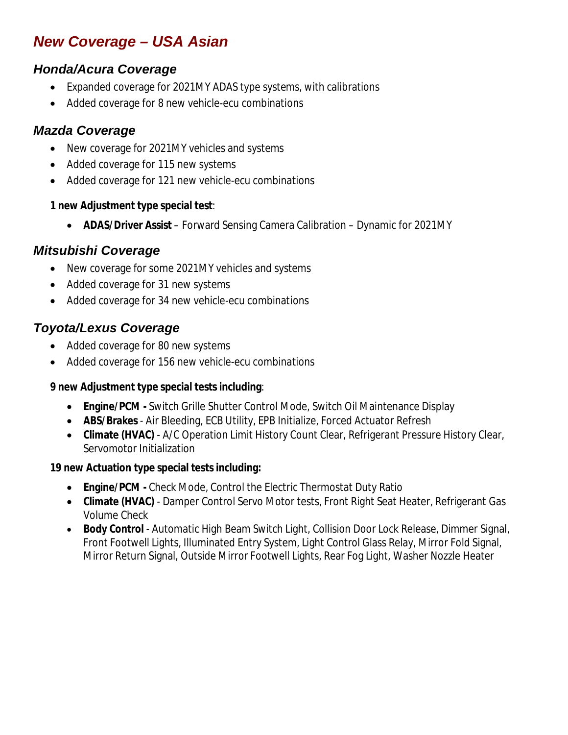# *New Coverage – USA Asian*

## *Honda/Acura Coverage*

- Expanded coverage for 2021MY ADAS type systems, with calibrations
- Added coverage for 8 new vehicle-ecu combinations

## *Mazda Coverage*

- New coverage for 2021MY vehicles and systems
- Added coverage for 115 new systems
- Added coverage for 121 new vehicle-ecu combinations

**1 new Adjustment type special test**:

- **ADAS/Driver Assist** – Forward Sensing Camera Calibration – Dynamic for 2021MY

## *Mitsubishi Coverage*

- New coverage for some 2021MY vehicles and systems
- Added coverage for 31 new systems
- Added coverage for 34 new vehicle-ecu combinations

## *Toyota/Lexus Coverage*

- Added coverage for 80 new systems
- Added coverage for 156 new vehicle-ecu combinations

**9 new Adjustment type special tests including**:

- **Engine/PCM -** Switch Grille Shutter Control Mode, Switch Oil Maintenance Display
- **ABS/Brakes** - Air Bleeding, ECB Utility, EPB Initialize, Forced Actuator Refresh
- **Climate (HVAC)** - A/C Operation Limit History Count Clear, Refrigerant Pressure History Clear, Servomotor Initialization

**19 new Actuation type special tests including:**

- **Engine/PCM -** Check Mode, Control the Electric Thermostat Duty Ratio
- **Climate (HVAC)** - Damper Control Servo Motor tests, Front Right Seat Heater, Refrigerant Gas Volume Check
- **Body Control** - Automatic High Beam Switch Light, Collision Door Lock Release, Dimmer Signal, Front Footwell Lights, Illuminated Entry System, Light Control Glass Relay, Mirror Fold Signal, Mirror Return Signal, Outside Mirror Footwell Lights, Rear Fog Light, Washer Nozzle Heater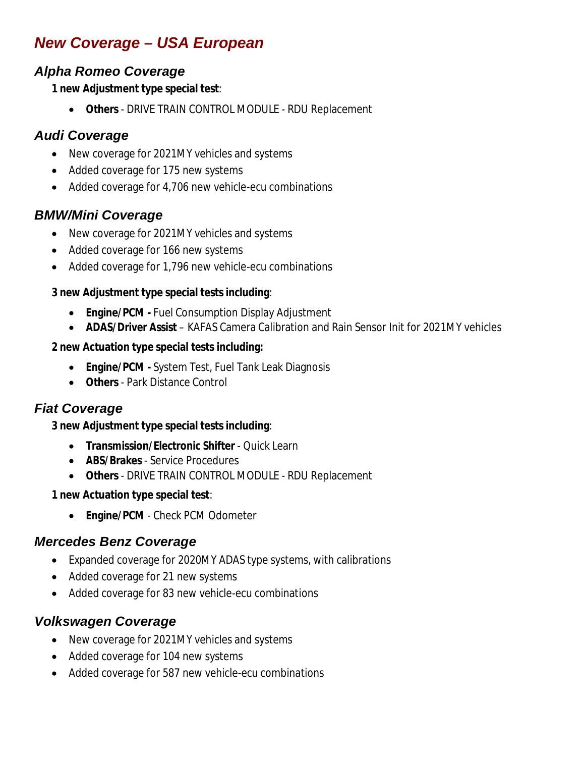# *New Coverage – USA European*

### *Alpha Romeo Coverage*

**1 new Adjustment type special test**:

- **Others** - DRIVE TRAIN CONTROL MODULE - RDU Replacement

### *Audi Coverage*

- New coverage for 2021MY vehicles and systems
- Added coverage for 175 new systems
- Added coverage for 4,706 new vehicle-ecu combinations

### *BMW/Mini Coverage*

- New coverage for 2021MY vehicles and systems
- Added coverage for 166 new systems
- Added coverage for 1,796 new vehicle-ecu combinations

**3 new Adjustment type special tests including**:

- **Engine/PCM -** Fuel Consumption Display Adjustment
- **ADAS/Driver Assist** – KAFAS Camera Calibration and Rain Sensor Init for 2021MY vehicles

**2 new Actuation type special tests including:**

- **Engine/PCM -** System Test, Fuel Tank Leak Diagnosis
- **Others** - Park Distance Control

### *Fiat Coverage*

**3 new Adjustment type special tests including**:

- **Transmission/Electronic Shifter** - Quick Learn
- **ABS/Brakes** - Service Procedures
- **Others** - DRIVE TRAIN CONTROL MODULE - RDU Replacement

**1 new Actuation type special test**:

- **Engine/PCM** - Check PCM Odometer

### *Mercedes Benz Coverage*

- Expanded coverage for 2020MY ADAS type systems, with calibrations
- Added coverage for 21 new systems
- Added coverage for 83 new vehicle-ecu combinations

### *Volkswagen Coverage*

- New coverage for 2021MY vehicles and systems
- Added coverage for 104 new systems
- Added coverage for 587 new vehicle-ecu combinations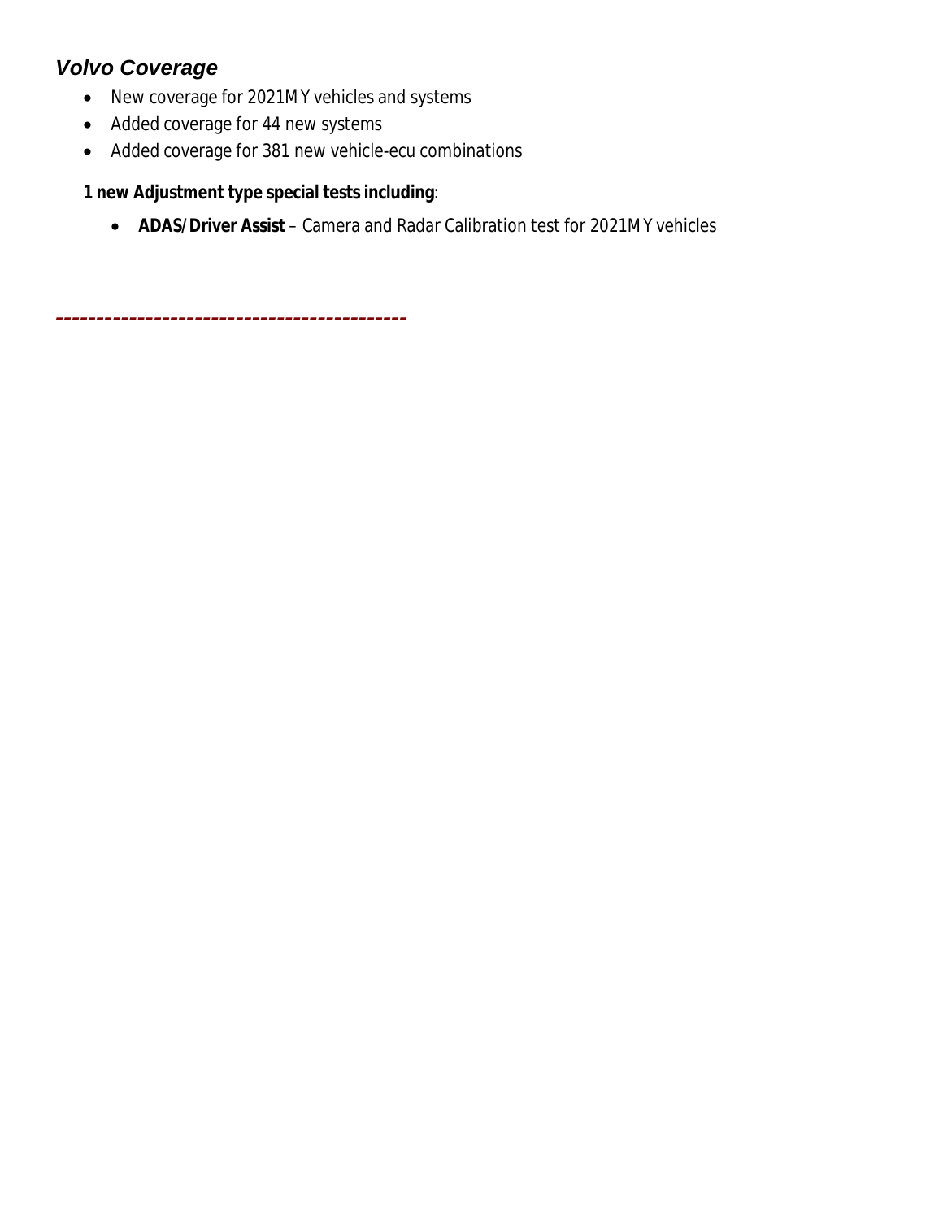## *Volvo Coverage*

- New coverage for 2021MY vehicles and systems
- Added coverage for 44 new systems
- Added coverage for 381 new vehicle-ecu combinations

**1 new Adjustment type special tests including**:

- **ADAS/Driver Assist** – Camera and Radar Calibration test for 2021MY vehicles

------------------------------------------